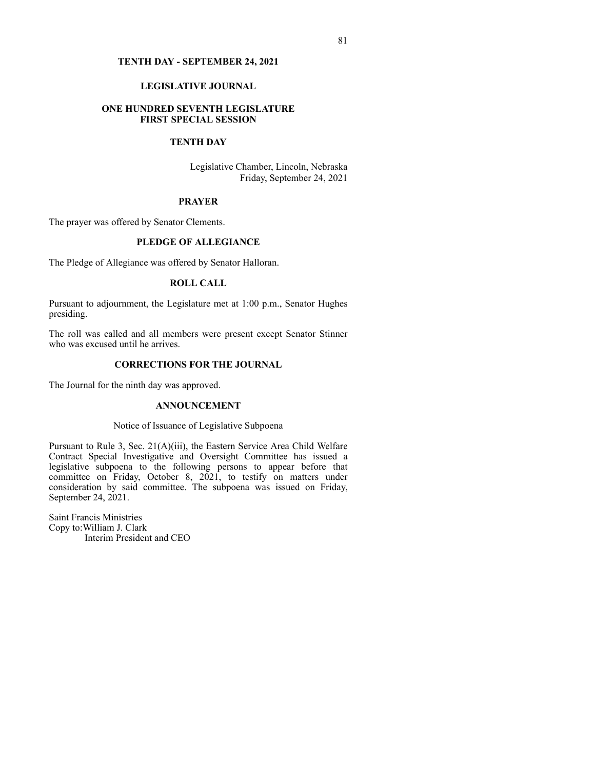# TENTH DAY - SEPTEMBER 24, 2021

## LEGISLATIVE JOURNAL

## ONE HUNDRED SEVENTH LEGISLATURE
## FIRST SPECIAL SESSION

## TENTH DAY

Legislative Chamber, Lincoln, Nebraska
Friday, September 24, 2021

### PRAYER

The prayer was offered by Senator Clements.

### PLEDGE OF ALLEGIANCE

The Pledge of Allegiance was offered by Senator Halloran.

### ROLL CALL

Pursuant to adjournment, the Legislature met at 1:00 p.m., Senator Hughes presiding.

The roll was called and all members were present except Senator Stinner who was excused until he arrives.

### CORRECTIONS FOR THE JOURNAL

The Journal for the ninth day was approved.

### ANNOUNCEMENT

Notice of Issuance of Legislative Subpoena

Pursuant to Rule 3, Sec. 21(A)(iii), the Eastern Service Area Child Welfare Contract Special Investigative and Oversight Committee has issued a legislative subpoena to the following persons to appear before that committee on Friday, October 8, 2021, to testify on matters under consideration by said committee. The subpoena was issued on Friday, September 24, 2021.

Saint Francis Ministries
Copy to: William J. Clark
Interim President and CEO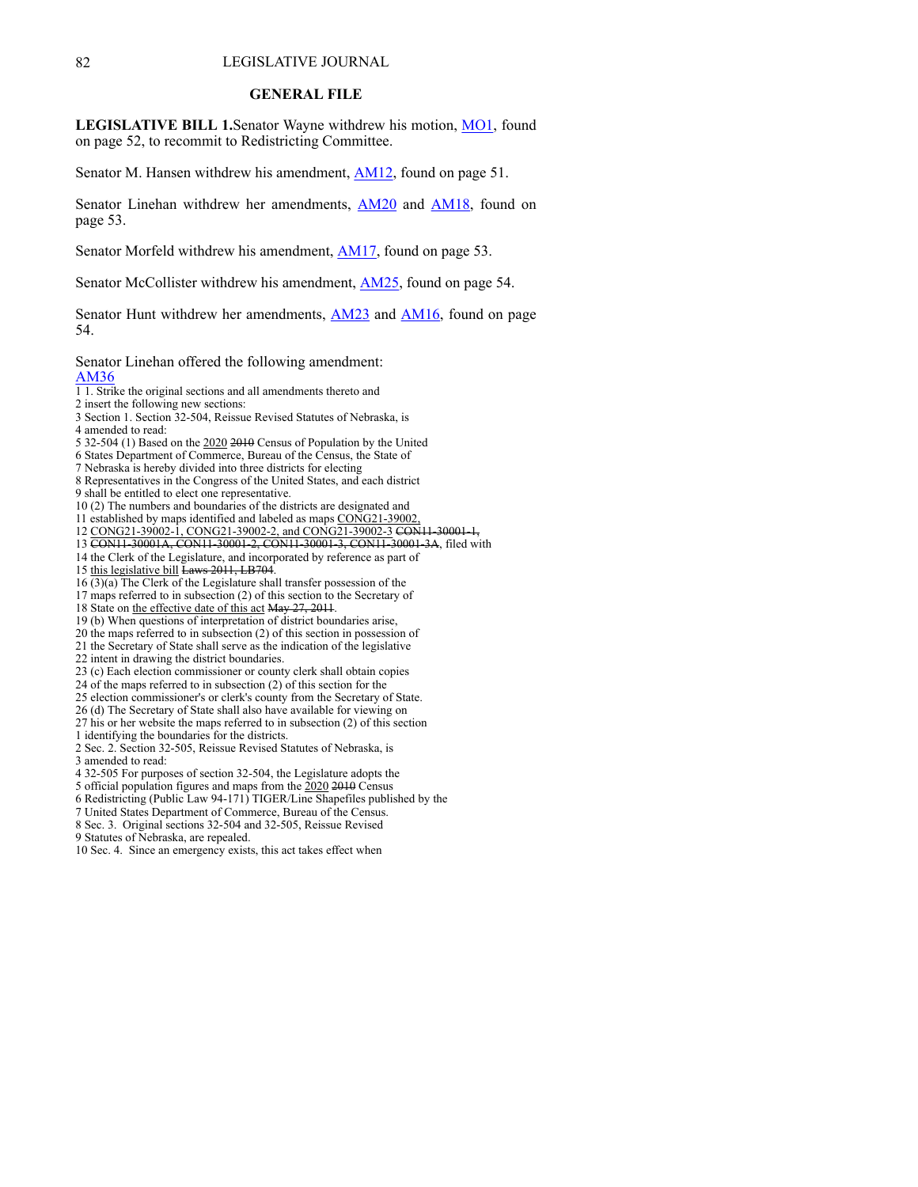## GENERAL FILE

**LEGISLATIVE BILL 1.**Senator Wayne withdrew his motion, MO1, found on page 52, to recommit to Redistricting Committee.

Senator M. Hansen withdrew his amendment, AM12, found on page 51.

Senator Linehan withdrew her amendments, AM20 and AM18, found on page 53.

Senator Morfeld withdrew his amendment, AM17, found on page 53.

Senator McCollister withdrew his amendment, AM25, found on page 54.

Senator Hunt withdrew her amendments, AM23 and AM16, found on page 54.

Senator Linehan offered the following amendment:
AM36

1 1. Strike the original sections and all amendments thereto and
2 insert the following new sections:
3 Section 1. Section 32-504, Reissue Revised Statutes of Nebraska, is
4 amended to read:
5 32-504 (1) Based on the <u>2020</u> ~~2010~~ Census of Population by the United
6 States Department of Commerce, Bureau of the Census, the State of
7 Nebraska is hereby divided into three districts for electing
8 Representatives in the Congress of the United States, and each district
9 shall be entitled to elect one representative.
10 (2) The numbers and boundaries of the districts are designated and
11 established by maps identified and labeled as maps <u>CONG21-39002,</u>
12 <u>CONG21-39002-1, CONG21-39002-2, and CONG21-39002-3</u> ~~CON11-30001-1,~~
13 ~~CON11-30001A, CON11-30001-2, CON11-30001-3, CON11-30001-3A~~, filed with
14 the Clerk of the Legislature, and incorporated by reference as part of
15 <u>this legislative bill</u> ~~Laws 2011, LB704~~.
16 (3)(a) The Clerk of the Legislature shall transfer possession of the
17 maps referred to in subsection (2) of this section to the Secretary of
18 State on <u>the effective date of this act</u> ~~May 27, 2011~~.
19 (b) When questions of interpretation of district boundaries arise,
20 the maps referred to in subsection (2) of this section in possession of
21 the Secretary of State shall serve as the indication of the legislative
22 intent in drawing the district boundaries.
23 (c) Each election commissioner or county clerk shall obtain copies
24 of the maps referred to in subsection (2) of this section for the
25 election commissioner's or clerk's county from the Secretary of State.
26 (d) The Secretary of State shall also have available for viewing on
27 his or her website the maps referred to in subsection (2) of this section
1 identifying the boundaries for the districts.
2 Sec. 2. Section 32-505, Reissue Revised Statutes of Nebraska, is
3 amended to read:
4 32-505 For purposes of section 32-504, the Legislature adopts the
5 official population figures and maps from the <u>2020</u> ~~2010~~ Census
6 Redistricting (Public Law 94-171) TIGER/Line Shapefiles published by the
7 United States Department of Commerce, Bureau of the Census.
8 Sec. 3. Original sections 32-504 and 32-505, Reissue Revised
9 Statutes of Nebraska, are repealed.
10 Sec. 4. Since an emergency exists, this act takes effect when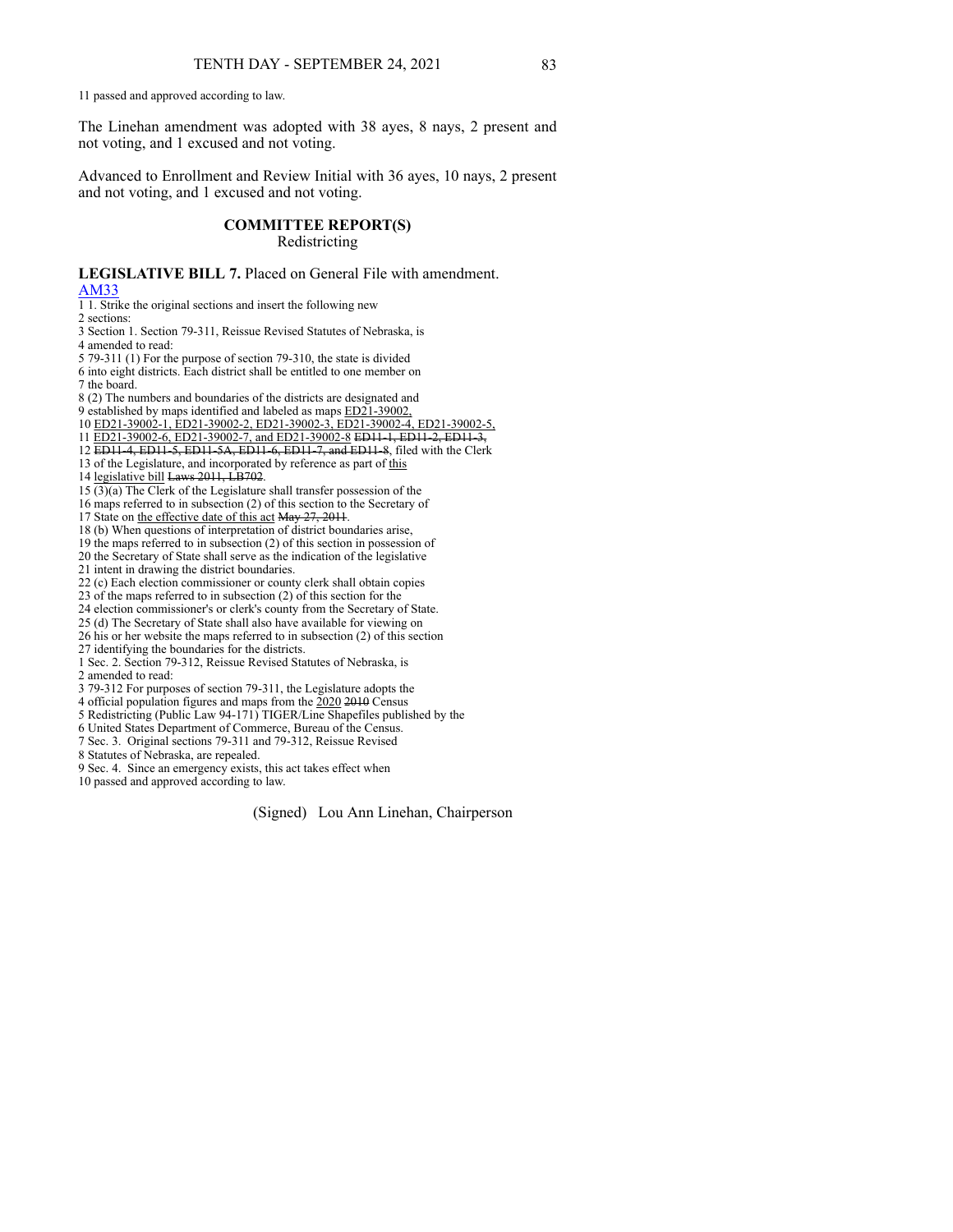11 passed and approved according to law.

The Linehan amendment was adopted with 38 ayes, 8 nays, 2 present and not voting, and 1 excused and not voting.

Advanced to Enrollment and Review Initial with 36 ayes, 10 nays, 2 present and not voting, and 1 excused and not voting.

## COMMITTEE REPORT(S)

Redistricting

**LEGISLATIVE BILL 7.** Placed on General File with amendment.

AM33

1 1. Strike the original sections and insert the following new
2 sections:
3 Section 1. Section 79-311, Reissue Revised Statutes of Nebraska, is
4 amended to read:
5 79-311 (1) For the purpose of section 79-310, the state is divided
6 into eight districts. Each district shall be entitled to one member on
7 the board.
8 (2) The numbers and boundaries of the districts are designated and
9 established by maps identified and labeled as maps ED21-39002,
10 ED21-39002-1, ED21-39002-2, ED21-39002-3, ED21-39002-4, ED21-39002-5,
11 ED21-39002-6, ED21-39002-7, and ED21-39002-8 ~~ED11-1, ED11-2, ED11-3,~~
12 ~~ED11-4, ED11-5, ED11-5A, ED11-6, ED11-7, and ED11-8~~, filed with the Clerk
13 of the Legislature, and incorporated by reference as part of this
14 legislative bill ~~Laws 2011, LB702~~.
15 (3)(a) The Clerk of the Legislature shall transfer possession of the
16 maps referred to in subsection (2) of this section to the Secretary of
17 State on the effective date of this act ~~May 27, 2011~~.
18 (b) When questions of interpretation of district boundaries arise,
19 the maps referred to in subsection (2) of this section in possession of
20 the Secretary of State shall serve as the indication of the legislative
21 intent in drawing the district boundaries.
22 (c) Each election commissioner or county clerk shall obtain copies
23 of the maps referred to in subsection (2) of this section for the
24 election commissioner's or clerk's county from the Secretary of State.
25 (d) The Secretary of State shall also have available for viewing on
26 his or her website the maps referred to in subsection (2) of this section
27 identifying the boundaries for the districts.
1 Sec. 2. Section 79-312, Reissue Revised Statutes of Nebraska, is
2 amended to read:
3 79-312 For purposes of section 79-311, the Legislature adopts the
4 official population figures and maps from the 2020 ~~2010~~ Census
5 Redistricting (Public Law 94-171) TIGER/Line Shapefiles published by the
6 United States Department of Commerce, Bureau of the Census.
7 Sec. 3. Original sections 79-311 and 79-312, Reissue Revised
8 Statutes of Nebraska, are repealed.
9 Sec. 4. Since an emergency exists, this act takes effect when
10 passed and approved according to law.

(Signed) Lou Ann Linehan, Chairperson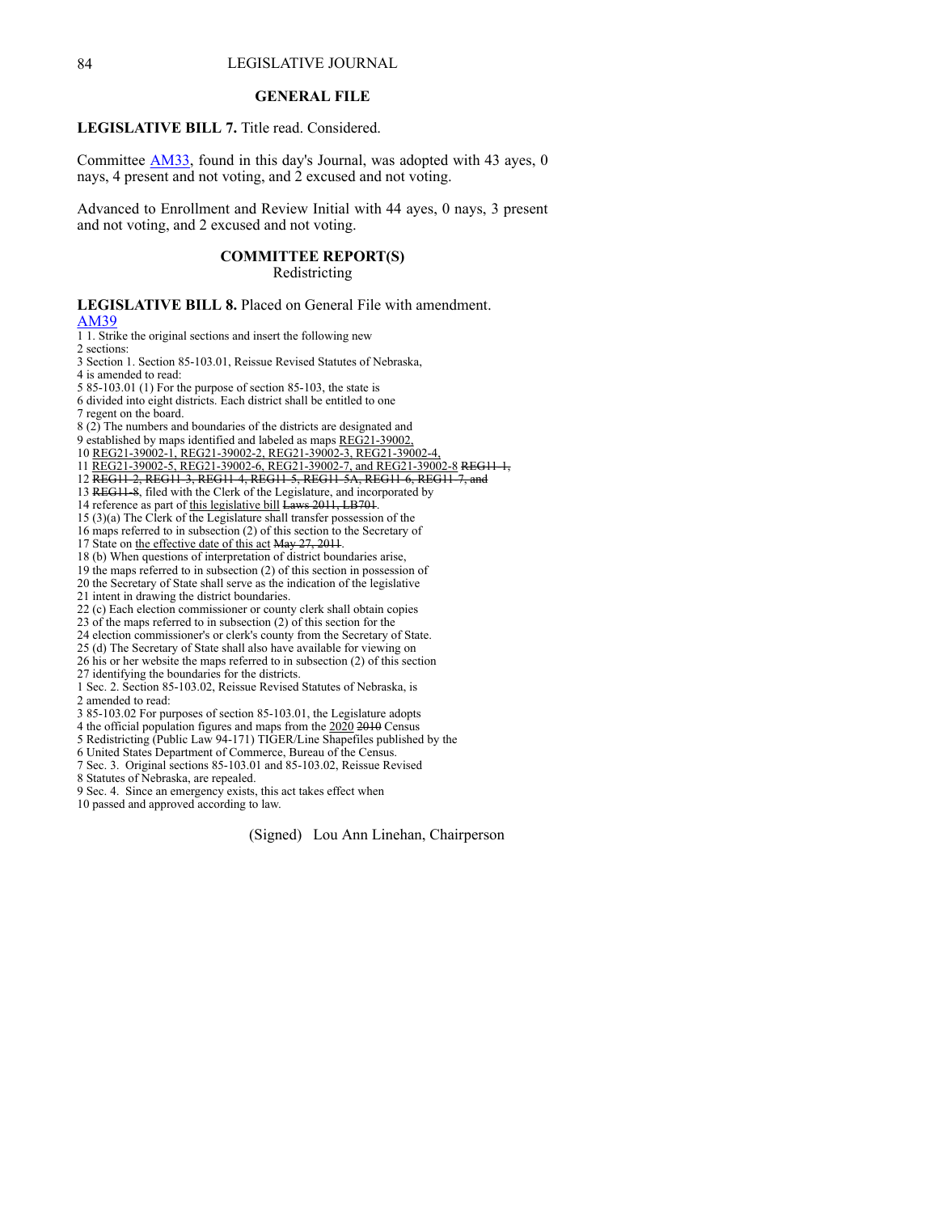## GENERAL FILE

**LEGISLATIVE BILL 7.** Title read. Considered.

Committee AM33, found in this day's Journal, was adopted with 43 ayes, 0 nays, 4 present and not voting, and 2 excused and not voting.

Advanced to Enrollment and Review Initial with 44 ayes, 0 nays, 3 present and not voting, and 2 excused and not voting.

## COMMITTEE REPORT(S)

Redistricting

**LEGISLATIVE BILL 8.** Placed on General File with amendment.

AM39

1 1. Strike the original sections and insert the following new
2 sections:
3 Section 1. Section 85-103.01, Reissue Revised Statutes of Nebraska,
4 is amended to read:
5 85-103.01 (1) For the purpose of section 85-103, the state is
6 divided into eight districts. Each district shall be entitled to one
7 regent on the board.
8 (2) The numbers and boundaries of the districts are designated and
9 established by maps identified and labeled as maps REG21-39002,
10 REG21-39002-1, REG21-39002-2, REG21-39002-3, REG21-39002-4,
11 REG21-39002-5, REG21-39002-6, REG21-39002-7, and REG21-39002-8 ~~REG11-1,~~
12 ~~REG11-2, REG11-3, REG11-4, REG11-5, REG11-5A, REG11-6, REG11-7, and~~
13 ~~REG11-8~~, filed with the Clerk of the Legislature, and incorporated by
14 reference as part of this legislative bill ~~Laws 2011, LB701~~.
15 (3)(a) The Clerk of the Legislature shall transfer possession of the
16 maps referred to in subsection (2) of this section to the Secretary of
17 State on the effective date of this act ~~May 27, 2011~~.
18 (b) When questions of interpretation of district boundaries arise,
19 the maps referred to in subsection (2) of this section in possession of
20 the Secretary of State shall serve as the indication of the legislative
21 intent in drawing the district boundaries.
22 (c) Each election commissioner or county clerk shall obtain copies
23 of the maps referred to in subsection (2) of this section for the
24 election commissioner's or clerk's county from the Secretary of State.
25 (d) The Secretary of State shall also have available for viewing on
26 his or her website the maps referred to in subsection (2) of this section
27 identifying the boundaries for the districts.
1 Sec. 2. Section 85-103.02, Reissue Revised Statutes of Nebraska, is
2 amended to read:
3 85-103.02 For purposes of section 85-103.01, the Legislature adopts
4 the official population figures and maps from the 2020 ~~2010~~ Census
5 Redistricting (Public Law 94-171) TIGER/Line Shapefiles published by the
6 United States Department of Commerce, Bureau of the Census.
7 Sec. 3. Original sections 85-103.01 and 85-103.02, Reissue Revised
8 Statutes of Nebraska, are repealed.
9 Sec. 4. Since an emergency exists, this act takes effect when
10 passed and approved according to law.

(Signed) Lou Ann Linehan, Chairperson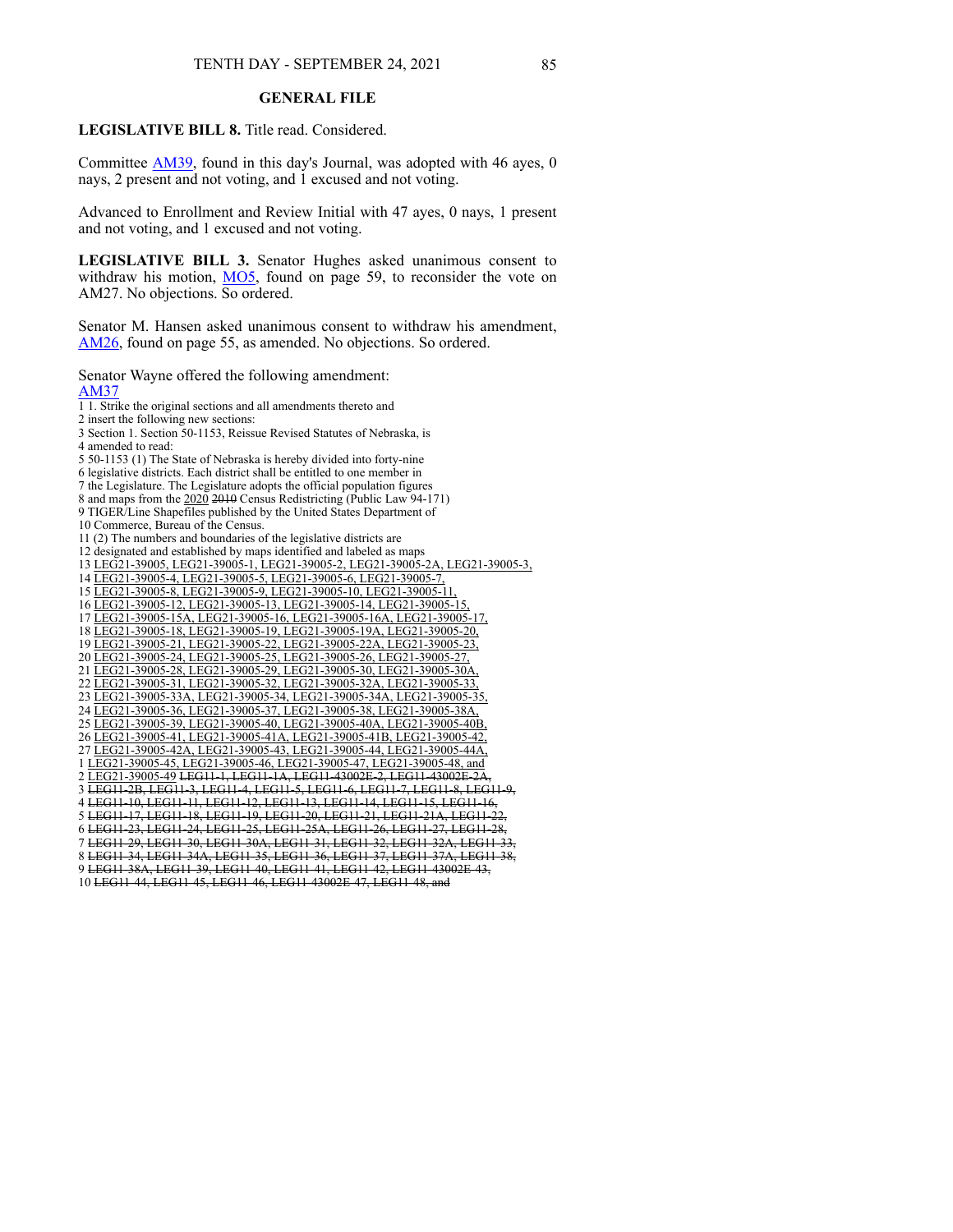## GENERAL FILE

**LEGISLATIVE BILL 8.** Title read. Considered.

Committee AM39, found in this day's Journal, was adopted with 46 ayes, 0 nays, 2 present and not voting, and 1 excused and not voting.

Advanced to Enrollment and Review Initial with 47 ayes, 0 nays, 1 present and not voting, and 1 excused and not voting.

**LEGISLATIVE BILL 3.** Senator Hughes asked unanimous consent to withdraw his motion, MO5, found on page 59, to reconsider the vote on AM27. No objections. So ordered.

Senator M. Hansen asked unanimous consent to withdraw his amendment, AM26, found on page 55, as amended. No objections. So ordered.

Senator Wayne offered the following amendment:
AM37

1 1. Strike the original sections and all amendments thereto and
2 insert the following new sections:
3 Section 1. Section 50-1153, Reissue Revised Statutes of Nebraska, is
4 amended to read:
5 50-1153 (1) The State of Nebraska is hereby divided into forty-nine
6 legislative districts. Each district shall be entitled to one member in
7 the Legislature. The Legislature adopts the official population figures
8 and maps from the <u>2020</u> ~~2010~~ Census Redistricting (Public Law 94-171)
9 TIGER/Line Shapefiles published by the United States Department of
10 Commerce, Bureau of the Census.
11 (2) The numbers and boundaries of the legislative districts are
12 designated and established by maps identified and labeled as maps
13 <u>LEG21-39005, LEG21-39005-1, LEG21-39005-2, LEG21-39005-2A, LEG21-39005-3,</u>
14 <u>LEG21-39005-4, LEG21-39005-5, LEG21-39005-6, LEG21-39005-7,</u>
15 <u>LEG21-39005-8, LEG21-39005-9, LEG21-39005-10, LEG21-39005-11,</u>
16 <u>LEG21-39005-12, LEG21-39005-13, LEG21-39005-14, LEG21-39005-15,</u>
17 <u>LEG21-39005-15A, LEG21-39005-16, LEG21-39005-16A, LEG21-39005-17,</u>
18 <u>LEG21-39005-18, LEG21-39005-19, LEG21-39005-19A, LEG21-39005-20,</u>
19 <u>LEG21-39005-21, LEG21-39005-22, LEG21-39005-22A, LEG21-39005-23,</u>
20 <u>LEG21-39005-24, LEG21-39005-25, LEG21-39005-26, LEG21-39005-27,</u>
21 <u>LEG21-39005-28, LEG21-39005-29, LEG21-39005-30, LEG21-39005-30A,</u>
22 <u>LEG21-39005-31, LEG21-39005-32, LEG21-39005-32A, LEG21-39005-33,</u>
23 <u>LEG21-39005-33A, LEG21-39005-34, LEG21-39005-34A, LEG21-39005-35,</u>
24 <u>LEG21-39005-36, LEG21-39005-37, LEG21-39005-38, LEG21-39005-38A,</u>
25 <u>LEG21-39005-39, LEG21-39005-40, LEG21-39005-40A, LEG21-39005-40B,</u>
26 <u>LEG21-39005-41, LEG21-39005-41A, LEG21-39005-41B, LEG21-39005-42,</u>
27 <u>LEG21-39005-42A, LEG21-39005-43, LEG21-39005-44, LEG21-39005-44A,</u>
1 <u>LEG21-39005-45, LEG21-39005-46, LEG21-39005-47, LEG21-39005-48, and</u>
2 <u>LEG21-39005-49</u> ~~LEG11-1, LEG11-1A, LEG11-43002E-2, LEG11-43002E-2A,~~
3 ~~LEG11-2B, LEG11-3, LEG11-4, LEG11-5, LEG11-6, LEG11-7, LEG11-8, LEG11-9,~~
4 ~~LEG11-10, LEG11-11, LEG11-12, LEG11-13, LEG11-14, LEG11-15, LEG11-16,~~
5 ~~LEG11-17, LEG11-18, LEG11-19, LEG11-20, LEG11-21, LEG11-21A, LEG11-22,~~
6 ~~LEG11-23, LEG11-24, LEG11-25, LEG11-25A, LEG11-26, LEG11-27, LEG11-28,~~
7 ~~LEG11-29, LEG11-30, LEG11-30A, LEG11-31, LEG11-32, LEG11-32A, LEG11-33,~~
8 ~~LEG11-34, LEG11-34A, LEG11-35, LEG11-36, LEG11-37, LEG11-37A, LEG11-38,~~
9 ~~LEG11-38A, LEG11-39, LEG11-40, LEG11-41, LEG11-42, LEG11-43002E-43,~~
10 ~~LEG11-44, LEG11-45, LEG11-46, LEG11-43002E-47, LEG11-48, and~~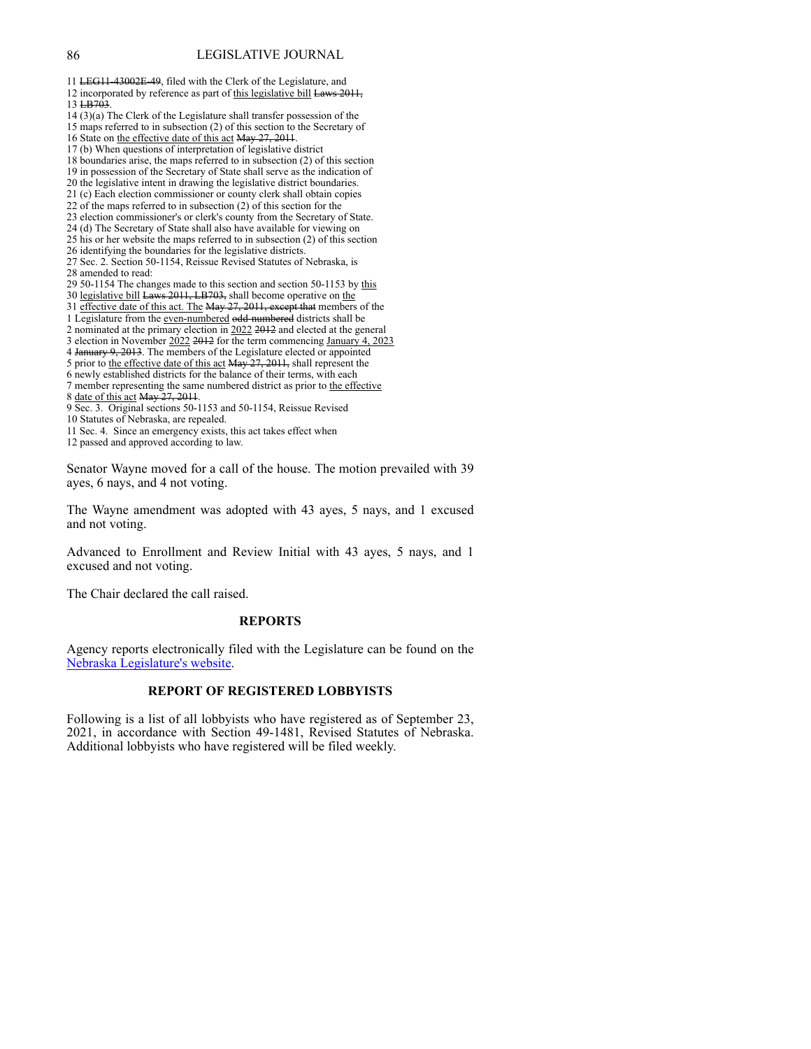11 ~~LEG11-43002E-49~~, filed with the Clerk of the Legislature, and
12 incorporated by reference as part of <u>this legislative bill</u> ~~Laws 2011,~~
13 ~~LB703~~.
14 (3)(a) The Clerk of the Legislature shall transfer possession of the
15 maps referred to in subsection (2) of this section to the Secretary of
16 State on <u>the effective date of this act</u> ~~May 27, 2011~~.
17 (b) When questions of interpretation of legislative district
18 boundaries arise, the maps referred to in subsection (2) of this section
19 in possession of the Secretary of State shall serve as the indication of
20 the legislative intent in drawing the legislative district boundaries.
21 (c) Each election commissioner or county clerk shall obtain copies
22 of the maps referred to in subsection (2) of this section for the
23 election commissioner's or clerk's county from the Secretary of State.
24 (d) The Secretary of State shall also have available for viewing on
25 his or her website the maps referred to in subsection (2) of this section
26 identifying the boundaries for the legislative districts.
27 Sec. 2. Section 50-1154, Reissue Revised Statutes of Nebraska, is
28 amended to read:
29 50-1154 The changes made to this section and section 50-1153 by <u>this</u>
30 <u>legislative bill</u> ~~Laws 2011, LB703,~~ shall become operative on <u>the</u>
31 <u>effective date of this act. The</u> ~~May 27, 2011, except that~~ members of the
1 Legislature from the <u>even-numbered</u> ~~odd-numbered~~ districts shall be
2 nominated at the primary election in <u>2022</u> ~~2012~~ and elected at the general
3 election in November <u>2022</u> ~~2012~~ for the term commencing <u>January 4, 2023</u>
4 ~~January 9, 2013~~. The members of the Legislature elected or appointed
5 prior to <u>the effective date of this act</u> ~~May 27, 2011,~~ shall represent the
6 newly established districts for the balance of their terms, with each
7 member representing the same numbered district as prior to <u>the effective</u>
8 <u>date of this act</u> ~~May 27, 2011~~.
9 Sec. 3. Original sections 50-1153 and 50-1154, Reissue Revised
10 Statutes of Nebraska, are repealed.
11 Sec. 4. Since an emergency exists, this act takes effect when
12 passed and approved according to law.

Senator Wayne moved for a call of the house. The motion prevailed with 39 ayes, 6 nays, and 4 not voting.

The Wayne amendment was adopted with 43 ayes, 5 nays, and 1 excused and not voting.

Advanced to Enrollment and Review Initial with 43 ayes, 5 nays, and 1 excused and not voting.

The Chair declared the call raised.

## REPORTS

Agency reports electronically filed with the Legislature can be found on the Nebraska Legislature's website.

## REPORT OF REGISTERED LOBBYISTS

Following is a list of all lobbyists who have registered as of September 23, 2021, in accordance with Section 49-1481, Revised Statutes of Nebraska. Additional lobbyists who have registered will be filed weekly.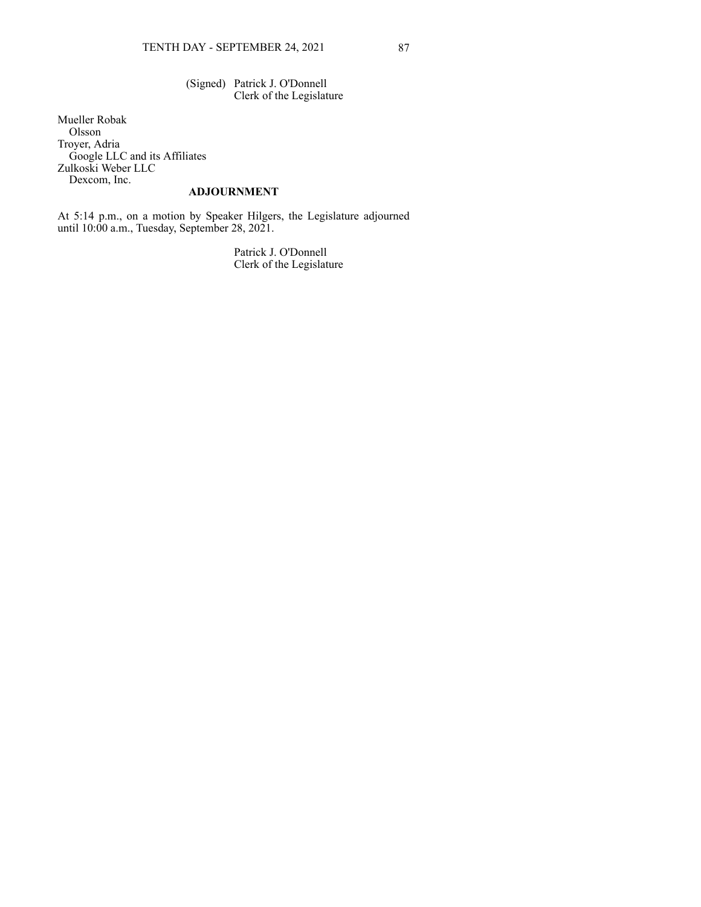(Signed) Patrick J. O'Donnell
Clerk of the Legislature

Mueller Robak
  Olsson
Troyer, Adria
  Google LLC and its Affiliates
Zulkoski Weber LLC
  Dexcom, Inc.

## ADJOURNMENT

At 5:14 p.m., on a motion by Speaker Hilgers, the Legislature adjourned until 10:00 a.m., Tuesday, September 28, 2021.

Patrick J. O'Donnell
Clerk of the Legislature